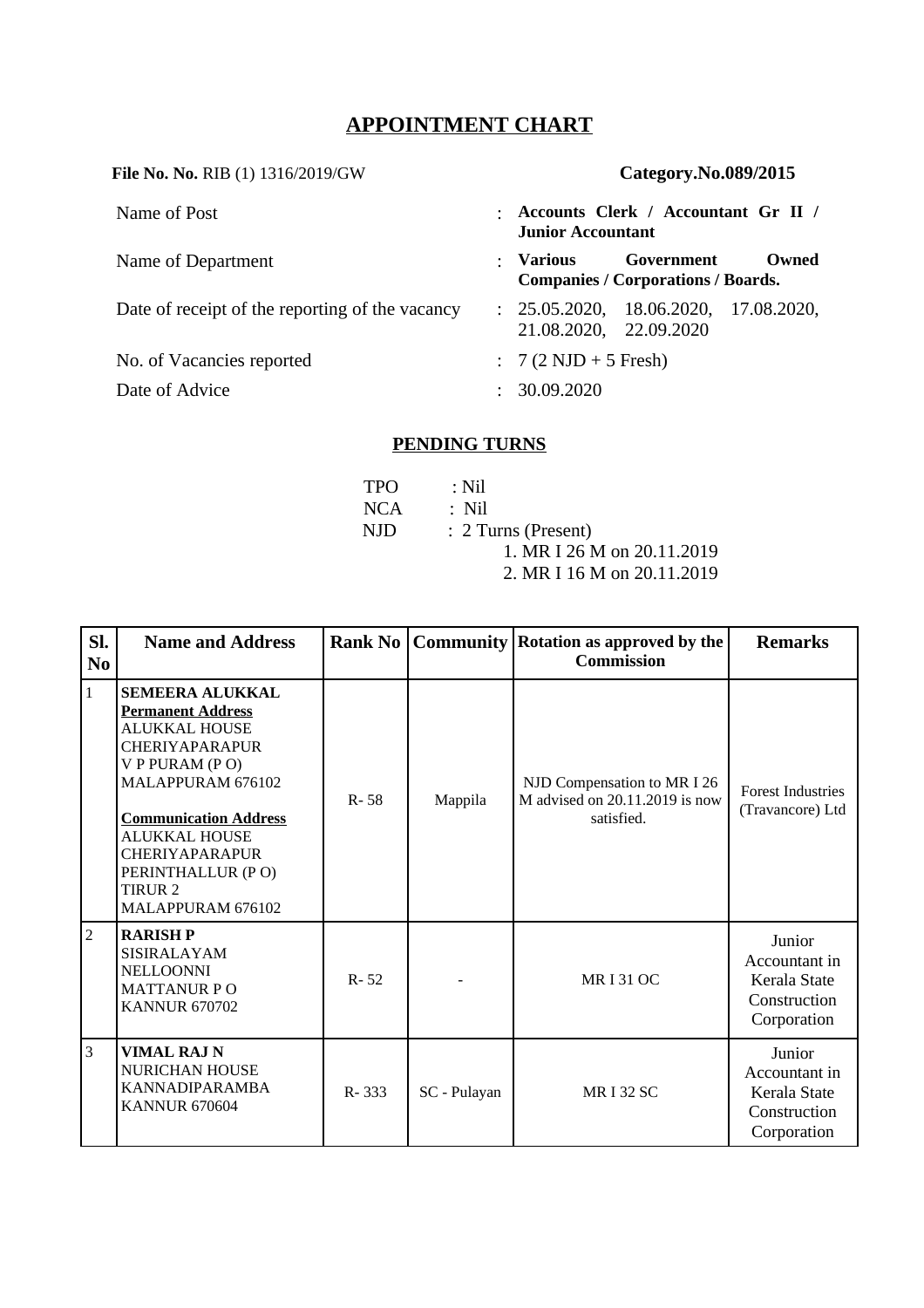# APPOINTMENT CHART

**File No. No.** RIB (1) 1316/2019/GW **Category.No.089/2015**

| | | |
|---|---|---|
| Name of Post | : | **Accounts Clerk / Accountant Gr II / Junior Accountant** |
| Name of Department | : | **Various Government Owned Companies / Corporations / Boards.** |
| Date of receipt of the reporting of the vacancy | : | 25.05.2020, 18.06.2020, 17.08.2020, 21.08.2020, 22.09.2020 |
| No. of Vacancies reported | : | 7 (2 NJD + 5 Fresh) |
| Date of Advice | : | 30.09.2020 |

## PENDING TURNS

TPO : Nil
NCA : Nil
NJD : 2 Turns (Present)
1. MR I 26 M on 20.11.2019
2. MR I 16 M on 20.11.2019

| Sl. No | Name and Address | Rank No | Community | Rotation as approved by the Commission | Remarks |
|---|---|---|---|---|---|
| 1 | **SEMEERA ALUKKAL**<br>**Permanent Address**<br>ALUKKAL HOUSE<br>CHERIYAPARAPUR<br>V P PURAM (P O)<br>MALAPPURAM 676102<br><br>**Communication Address**<br>ALUKKAL HOUSE<br>CHERIYAPARAPUR<br>PERINTHALLUR (P O)<br>TIRUR 2<br>MALAPPURAM 676102 | R- 58 | Mappila | NJD Compensation to MR I 26 M advised on 20.11.2019 is now satisfied. | Forest Industries (Travancore) Ltd |
| 2 | **RARISH P**<br>SISIRALAYAM<br>NELLOONNI<br>MATTANUR P O<br>KANNUR 670702 | R- 52 | - | MR I 31 OC | Junior Accountant in Kerala State Construction Corporation |
| 3 | **VIMAL RAJ N**<br>NURICHAN HOUSE<br>KANNADIPARAMBA<br>KANNUR 670604 | R- 333 | SC - Pulayan | MR I 32 SC | Junior Accountant in Kerala State Construction Corporation |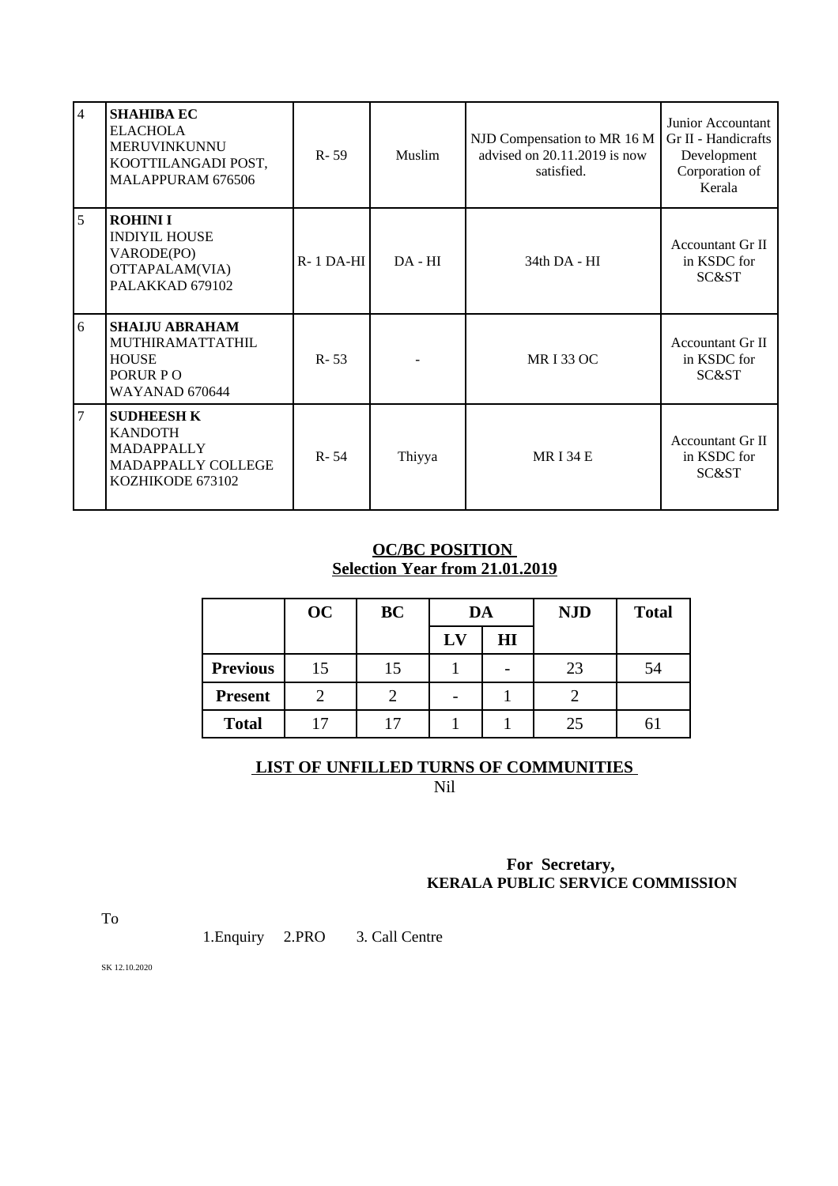| | | | | | |
|---|---|---|---|---|---|
| 4 | **SHAHIBA EC**<br>ELACHOLA<br>MERUVINKUNNU<br>KOOTTILANGADI POST,<br>MALAPPURAM 676506 | R- 59 | Muslim | NJD Compensation to MR 16 M advised on 20.11.2019 is now satisfied. | Junior Accountant Gr II - Handicrafts Development Corporation of Kerala |
| 5 | **ROHINI I**<br>INDIYIL HOUSE<br>VARODE(PO)<br>OTTAPALAM(VIA)<br>PALAKKAD 679102 | R- 1 DA-HI | DA - HI | 34th DA - HI | Accountant Gr II in KSDC for SC&ST |
| 6 | **SHAIJU ABRAHAM**<br>MUTHIRAMATTATHIL HOUSE<br>PORUR P O<br>WAYANAD 670644 | R- 53 | - | MR I 33 OC | Accountant Gr II in KSDC for SC&ST |
| 7 | **SUDHEESH K**<br>KANDOTH<br>MADAPPALLY<br>MADAPPALLY COLLEGE<br>KOZHIKODE 673102 | R- 54 | Thiyya | MR I 34 E | Accountant Gr II in KSDC for SC&ST |

**OC/BC POSITION**
**Selection Year from 21.01.2019**

| | OC | BC | DA | | NJD | Total |
|---|---|---|---|---|---|---|
| | | | LV | HI | | |
| **Previous** | 15 | 15 | 1 | - | 23 | 54 |
| **Present** | 2 | 2 | - | 1 | 2 | |
| **Total** | 17 | 17 | 1 | 1 | 25 | 61 |

**LIST OF UNFILLED TURNS OF COMMUNITIES**

Nil

**For Secretary,**
**KERALA PUBLIC SERVICE COMMISSION**

To

1.Enquiry 2.PRO 3. Call Centre

SK 12.10.2020